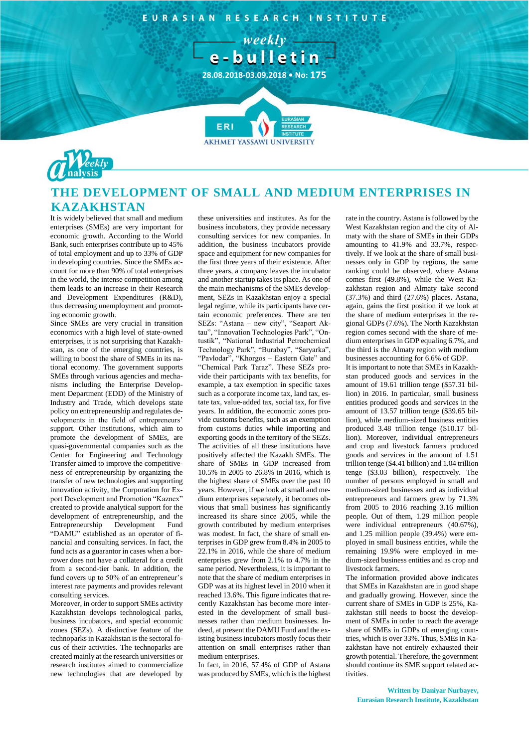# THE DEVELOPMENT OF SMALL AND MEDIUM ENTERPRISES IN KAZAKHSTAN

It is widely believed that small and medium enterprises (SMEs) are very important for economic growth. According to the World Bank, such enterprises contribute up to 45% of total employment and up to 33% of GDP in developing countries. Since the SMEs account for more than 90% of total enterprises in the world, the intense competition among them leads to an increase in their Research and Development Expenditures (R&D), thus decreasing unemployment and promoting economic growth.

Since SMEs are very crucial in transition economics with a high level of state-owned enterprises, it is not surprising that Kazakhstan, as one of the emerging countries, is willing to boost the share of SMEs in its national economy. The government supports SMEs through various agencies and mechanisms including the Enterprise Development Department (EDD) of the Ministry of Industry and Trade, which develops state policy on entrepreneurship and regulates developments in the field of entrepreneurs' support. Other institutions, which aim to promote the development of SMEs, are quasi-governmental companies such as the Center for Engineering and Technology Transfer aimed to improve the competitiveness of entrepreneurship by organizing the transfer of new technologies and supporting innovation activity, the Corporation for Export Development and Promotion "Kaznex" created to provide analytical support for the development of entrepreneurship, and the Entrepreneurship Development Fund "DAMU" established as an operator of financial and consulting services. In fact, the fund acts as a guarantor in cases when a borrower does not have a collateral for a credit from a second-tier bank. In addition, the fund covers up to 50% of an entrepreneur's interest rate payments and provides relevant consulting services.

Moreover, in order to support SMEs activity Kazakhstan develops technological parks, business incubators, and special economic zones (SEZs). A distinctive feature of the technoparks in Kazakhstan is the sectoral focus of their activities. The technoparks are created mainly at the research universities or research institutes aimed to commercialize new technologies that are developed by these universities and institutes. As for the business incubators, they provide necessary consulting services for new companies. In addition, the business incubators provide space and equipment for new companies for the first three years of their existence. After three years, a company leaves the incubator and another startup takes its place. As one of the main mechanisms of the SMEs development, SEZs in Kazakhstan enjoy a special legal regime, while its participants have certain economic preferences. There are ten SEZs: "Astana – new city", "Seaport Aktau", "Innovation Technologies Park", "Ontustik", "National Industrial Petrochemical Technology Park", "Burabay", "Saryarka", "Pavlodar", "Khorgos – Eastern Gate" and "Chemical Park Taraz". These SEZs provide their participants with tax benefits, for example, a tax exemption in specific taxes such as a corporate income tax, land tax, estate tax, value-added tax, social tax, for five years. In addition, the economic zones provide customs benefits, such as an exemption from customs duties while importing and exporting goods in the territory of the SEZs.

The activities of all these institutions have positively affected the Kazakh SMEs. The share of SMEs in GDP increased from 10.5% in 2005 to 26.8% in 2016, which is the highest share of SMEs over the past 10 years. However, if we look at small and medium enterprises separately, it becomes obvious that small business has significantly increased its share since 2005, while the growth contributed by medium enterprises was modest. In fact, the share of small enterprises in GDP grew from 8.4% in 2005 to 22.1% in 2016, while the share of medium enterprises grew from 2.1% to 4.7% in the same period. Nevertheless, it is important to note that the share of medium enterprises in GDP was at its highest level in 2010 when it reached 13.6%. This figure indicates that recently Kazakhstan has become more interested in the development of small businesses rather than medium businesses. Indeed, at present the DAMU Fund and the existing business incubators mostly focus their attention on small enterprises rather than medium enterprises.

In fact, in 2016, 57.4% of GDP of Astana was produced by SMEs, which is the highest rate in the country. Astana is followed by the West Kazakhstan region and the city of Almaty with the share of SMEs in their GDPs amounting to 41.9% and 33.7%, respectively. If we look at the share of small businesses only in GDP by regions, the same ranking could be observed, where Astana comes first (49.8%), while the West Kazakhstan region and Almaty take second (37.3%) and third (27.6%) places. Astana, again, gains the first position if we look at the share of medium enterprises in the regional GDPs (7.6%). The North Kazakhstan region comes second with the share of medium enterprises in GDP equaling 6.7%, and the third is the Almaty region with medium businesses accounting for 6.6% of GDP.

It is important to note that SMEs in Kazakhstan produced goods and services in the amount of 19.61 trillion tenge ($57.31 billion) in 2016. In particular, small business entities produced goods and services in the amount of 13.57 trillion tenge ($39.65 billion), while medium-sized business entities produced 3.48 trillion tenge ($10.17 billion). Moreover, individual entrepreneurs and crop and livestock farmers produced goods and services in the amount of 1.51 trillion tenge ($4.41 billion) and 1.04 trillion tenge ($3.03 billion), respectively. The number of persons employed in small and medium-sized businesses and as individual entrepreneurs and farmers grew by 71.3% from 2005 to 2016 reaching 3.16 million people. Out of them, 1.29 million people were individual entrepreneurs (40.67%), and 1.25 million people (39.4%) were employed in small business entities, while the remaining 19.9% were employed in medium-sized business entities and as crop and livestock farmers.

The information provided above indicates that SMEs in Kazakhstan are in good shape and gradually growing. However, since the current share of SMEs in GDP is 25%, Kazakhstan still needs to boost the development of SMEs in order to reach the average share of SMEs in GDPs of emerging countries, which is over 33%. Thus, SMEs in Kazakhstan have not entirely exhausted their growth potential. Therefore, the government should continue its SME support related activities.

**Written by Daniyar Nurbayev,**
**Eurasian Research Institute, Kazakhstan**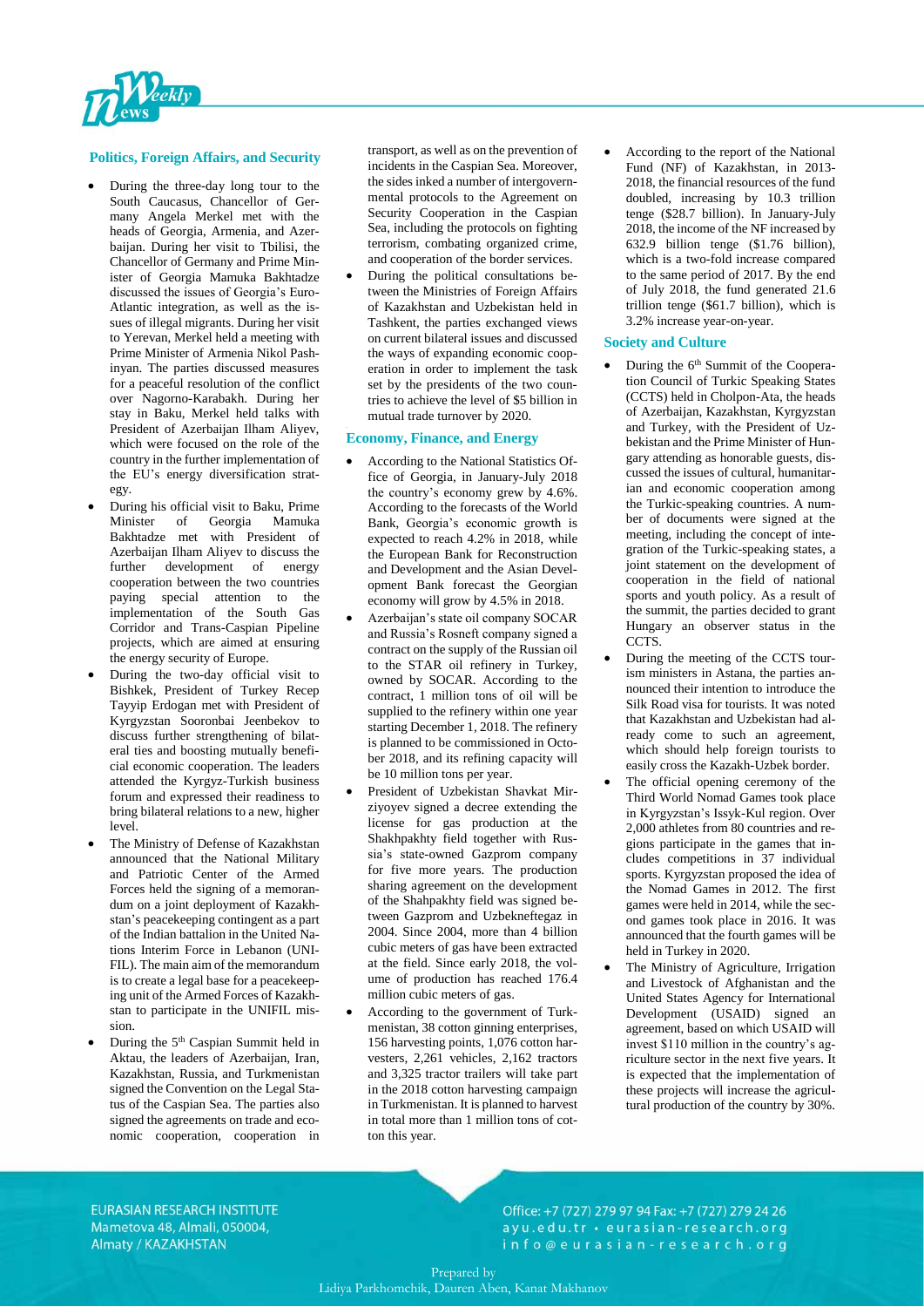## Politics, Foreign Affairs, and Security

- During the three-day long tour to the South Caucasus, Chancellor of Germany Angela Merkel met with the heads of Georgia, Armenia, and Azerbaijan. During her visit to Tbilisi, the Chancellor of Germany and Prime Minister of Georgia Mamuka Bakhtadze discussed the issues of Georgia's Euro-Atlantic integration, as well as the issues of illegal migrants. During her visit to Yerevan, Merkel held a meeting with Prime Minister of Armenia Nikol Pashinyan. The parties discussed measures for a peaceful resolution of the conflict over Nagorno-Karabakh. During her stay in Baku, Merkel held talks with President of Azerbaijan Ilham Aliyev, which were focused on the role of the country in the further implementation of the EU's energy diversification strategy.
- During his official visit to Baku, Prime Minister of Georgia Mamuka Bakhtadze met with President of Azerbaijan Ilham Aliyev to discuss the further development of energy cooperation between the two countries paying special attention to the implementation of the South Gas Corridor and Trans-Caspian Pipeline projects, which are aimed at ensuring the energy security of Europe.
- During the two-day official visit to Bishkek, President of Turkey Recep Tayyip Erdogan met with President of Kyrgyzstan Sooronbai Jeenbekov to discuss further strengthening of bilateral ties and boosting mutually beneficial economic cooperation. The leaders attended the Kyrgyz-Turkish business forum and expressed their readiness to bring bilateral relations to a new, higher level.
- The Ministry of Defense of Kazakhstan announced that the National Military and Patriotic Center of the Armed Forces held the signing of a memorandum on a joint deployment of Kazakhstan's peacekeeping contingent as a part of the Indian battalion in the United Nations Interim Force in Lebanon (UNIFIL). The main aim of the memorandum is to create a legal base for a peacekeeping unit of the Armed Forces of Kazakhstan to participate in the UNIFIL mission.
- During the 5th Caspian Summit held in Aktau, the leaders of Azerbaijan, Iran, Kazakhstan, Russia, and Turkmenistan signed the Convention on the Legal Status of the Caspian Sea. The parties also signed the agreements on trade and economic cooperation, cooperation in transport, as well as on the prevention of incidents in the Caspian Sea. Moreover, the sides inked a number of intergovernmental protocols to the Agreement on Security Cooperation in the Caspian Sea, including the protocols on fighting terrorism, combating organized crime, and cooperation of the border services.
- During the political consultations between the Ministries of Foreign Affairs of Kazakhstan and Uzbekistan held in Tashkent, the parties exchanged views on current bilateral issues and discussed the ways of expanding economic cooperation in order to implement the task set by the presidents of the two countries to achieve the level of $5 billion in mutual trade turnover by 2020.

## Economy, Finance, and Energy

- According to the National Statistics Office of Georgia, in January-July 2018 the country's economy grew by 4.6%. According to the forecasts of the World Bank, Georgia's economic growth is expected to reach 4.2% in 2018, while the European Bank for Reconstruction and Development and the Asian Development Bank forecast the Georgian economy will grow by 4.5% in 2018.
- Azerbaijan's state oil company SOCAR and Russia's Rosneft company signed a contract on the supply of the Russian oil to the STAR oil refinery in Turkey, owned by SOCAR. According to the contract, 1 million tons of oil will be supplied to the refinery within one year starting December 1, 2018. The refinery is planned to be commissioned in October 2018, and its refining capacity will be 10 million tons per year.
- President of Uzbekistan Shavkat Mirziyoyev signed a decree extending the license for gas production at the Shakhpakhty field together with Russia's state-owned Gazprom company for five more years. The production sharing agreement on the development of the Shahpakhty field was signed between Gazprom and Uzbekneftegaz in 2004. Since 2004, more than 4 billion cubic meters of gas have been extracted at the field. Since early 2018, the volume of production has reached 176.4 million cubic meters of gas.
- According to the government of Turkmenistan, 38 cotton ginning enterprises, 156 harvesting points, 1,076 cotton harvesters, 2,261 vehicles, 2,162 tractors and 3,325 tractor trailers will take part in the 2018 cotton harvesting campaign in Turkmenistan. It is planned to harvest in total more than 1 million tons of cotton this year.
- According to the report of the National Fund (NF) of Kazakhstan, in 2013-2018, the financial resources of the fund doubled, increasing by 10.3 trillion tenge ($28.7 billion). In January-July 2018, the income of the NF increased by 632.9 billion tenge ($1.76 billion), which is a two-fold increase compared to the same period of 2017. By the end of July 2018, the fund generated 21.6 trillion tenge ($61.7 billion), which is 3.2% increase year-on-year.

## Society and Culture

- During the 6th Summit of the Cooperation Council of Turkic Speaking States (CCTS) held in Cholpon-Ata, the heads of Azerbaijan, Kazakhstan, Kyrgyzstan and Turkey, with the President of Uzbekistan and the Prime Minister of Hungary attending as honorable guests, discussed the issues of cultural, humanitarian and economic cooperation among the Turkic-speaking countries. A number of documents were signed at the meeting, including the concept of integration of the Turkic-speaking states, a joint statement on the development of cooperation in the field of national sports and youth policy. As a result of the summit, the parties decided to grant Hungary an observer status in the CCTS.
- During the meeting of the CCTS tourism ministers in Astana, the parties announced their intention to introduce the Silk Road visa for tourists. It was noted that Kazakhstan and Uzbekistan had already come to such an agreement, which should help foreign tourists to easily cross the Kazakh-Uzbek border.
- The official opening ceremony of the Third World Nomad Games took place in Kyrgyzstan's Issyk-Kul region. Over 2,000 athletes from 80 countries and regions participate in the games that includes competitions in 37 individual sports. Kyrgyzstan proposed the idea of the Nomad Games in 2012. The first games were held in 2014, while the second games took place in 2016. It was announced that the fourth games will be held in Turkey in 2020.
- The Ministry of Agriculture, Irrigation and Livestock of Afghanistan and the United States Agency for International Development (USAID) signed an agreement, based on which USAID will invest $110 million in the country's agriculture sector in the next five years. It is expected that the implementation of these projects will increase the agricultural production of the country by 30%.

EURASIAN RESEARCH INSTITUTE
Mametova 48, Almali, 050004,
Almaty / KAZAKHSTAN

Office: +7 (727) 279 97 94 Fax: +7 (727) 279 24 26
ayu.edu.tr • eurasian-research.org
info@eurasian-research.org

Prepared by
Lidiya Parkhomchik, Dauren Aben, Kanat Makhanov